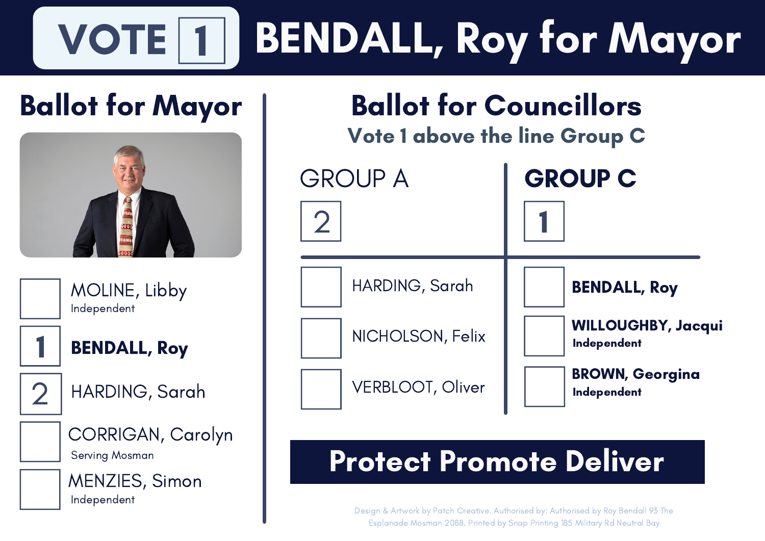# VOTE 1 BENDALL, Roy for Mayor

## Ballot for Mayor

| | |
|---|---|
| | MOLINE, Libby<br>Independent |
| 1 | **BENDALL, Roy** |
| 2 | HARDING, Sarah |
| | CORRIGAN, Carolyn<br>Serving Mosman |
| | MENZIES, Simon<br>Independent |

## Ballot for Councillors

### Vote 1 above the line Group C

| GROUP A | **GROUP C** |
|---|---|
| 2 | 1 |
| HARDING, Sarah | **BENDALL, Roy** |
| NICHOLSON, Felix | **WILLOUGHBY, Jacqui**<br>**Independent** |
| VERBLOOT, Oliver | **BROWN, Georgina**<br>**Independent** |

**Protect Promote Deliver**

Design & Artwork by Patch Creative. Authorised by: Authorised by Roy Bendall 93 The Esplanade Mosman 2088. Printed by Snap Printing 185 Military Rd Neutral Bay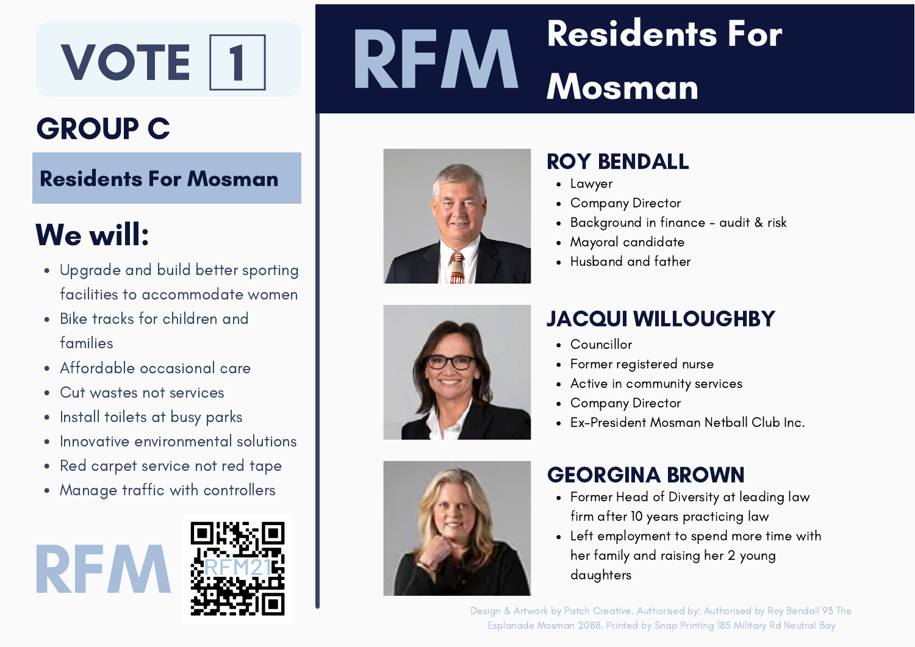# VOTE 1

## GROUP C

**Residents For Mosman**

## We will:

- Upgrade and build better sporting facilities to accommodate women
- Bike tracks for children and families
- Affordable occasional care
- Cut wastes not services
- Install toilets at busy parks
- Innovative environmental solutions
- Red carpet service not red tape
- Manage traffic with controllers

RFM

RFM21

# RFM Residents For Mosman

## ROY BENDALL

- Lawyer
- Company Director
- Background in finance - audit & risk
- Mayoral candidate
- Husband and father

## JACQUI WILLOUGHBY

- Councillor
- Former registered nurse
- Active in community services
- Company Director
- Ex-President Mosman Netball Club Inc.

## GEORGINA BROWN

- Former Head of Diversity at leading law firm after 10 years practicing law
- Left employment to spend more time with her family and raising her 2 young daughters

Design & Artwork by Patch Creative. Authorised by: Authorised by Roy Bendall 93 The Esplanade Mosman 2088. Printed by Snap Printing 185 Military Rd Neutral Bay